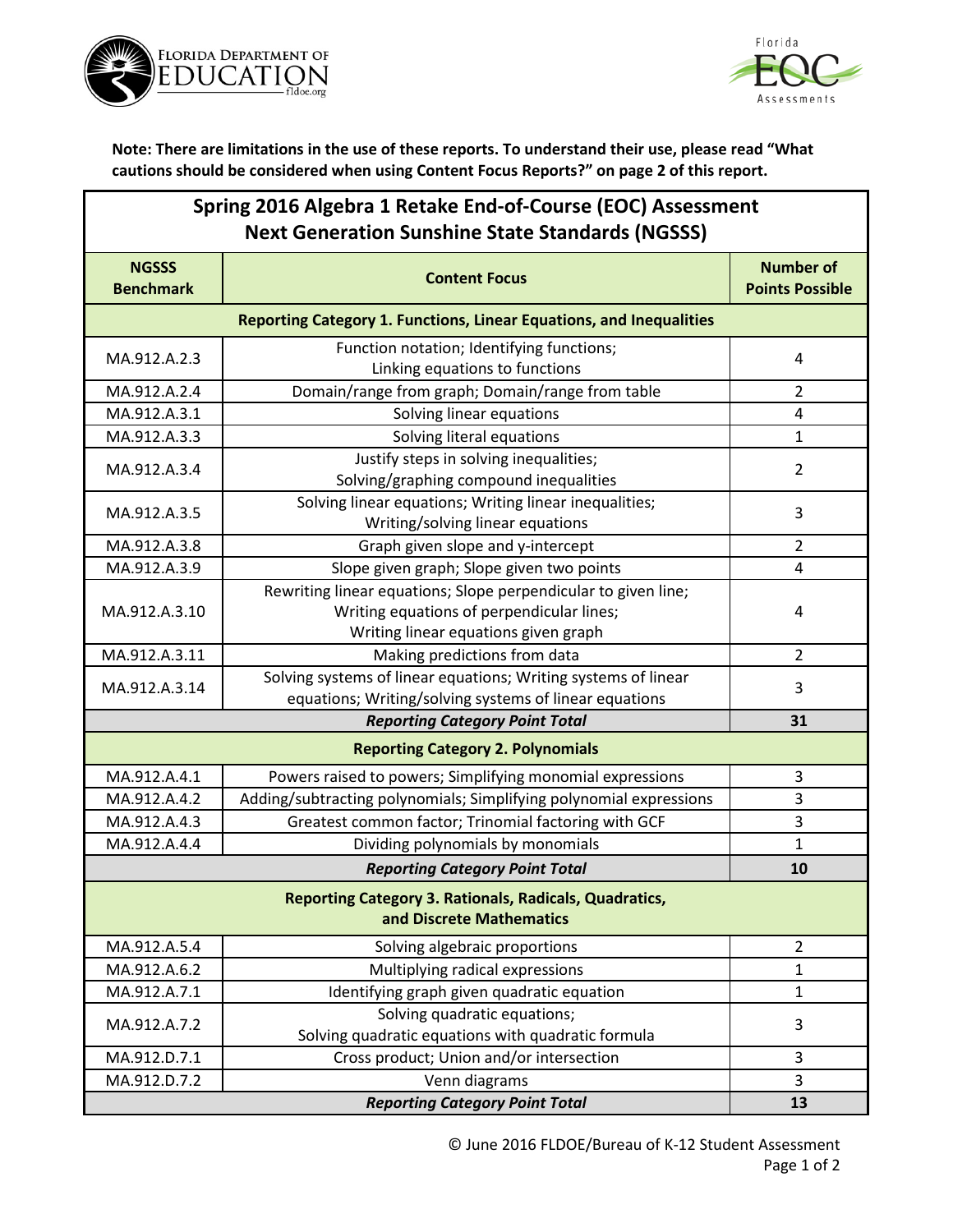**Note: There are limitations in the use of these reports. To understand their use, please read "What cautions should be considered when using Content Focus Reports?" on page 2 of this report.**

## Spring 2016 Algebra 1 Retake End-of-Course (EOC) Assessment Next Generation Sunshine State Standards (NGSSS)

| NGSSS Benchmark | Content Focus | Number of Points Possible |
|---|---|---|
| **Reporting Category 1. Functions, Linear Equations, and Inequalities** | | |
| MA.912.A.2.3 | Function notation; Identifying functions; Linking equations to functions | 4 |
| MA.912.A.2.4 | Domain/range from graph; Domain/range from table | 2 |
| MA.912.A.3.1 | Solving linear equations | 4 |
| MA.912.A.3.3 | Solving literal equations | 1 |
| MA.912.A.3.4 | Justify steps in solving inequalities; Solving/graphing compound inequalities | 2 |
| MA.912.A.3.5 | Solving linear equations; Writing linear inequalities; Writing/solving linear equations | 3 |
| MA.912.A.3.8 | Graph given slope and y-intercept | 2 |
| MA.912.A.3.9 | Slope given graph; Slope given two points | 4 |
| MA.912.A.3.10 | Rewriting linear equations; Slope perpendicular to given line; Writing equations of perpendicular lines; Writing linear equations given graph | 4 |
| MA.912.A.3.11 | Making predictions from data | 2 |
| MA.912.A.3.14 | Solving systems of linear equations; Writing systems of linear equations; Writing/solving systems of linear equations | 3 |
| | ***Reporting Category Point Total*** | **31** |
| **Reporting Category 2. Polynomials** | | |
| MA.912.A.4.1 | Powers raised to powers; Simplifying monomial expressions | 3 |
| MA.912.A.4.2 | Adding/subtracting polynomials; Simplifying polynomial expressions | 3 |
| MA.912.A.4.3 | Greatest common factor; Trinomial factoring with GCF | 3 |
| MA.912.A.4.4 | Dividing polynomials by monomials | 1 |
| | ***Reporting Category Point Total*** | **10** |
| **Reporting Category 3. Rationals, Radicals, Quadratics, and Discrete Mathematics** | | |
| MA.912.A.5.4 | Solving algebraic proportions | 2 |
| MA.912.A.6.2 | Multiplying radical expressions | 1 |
| MA.912.A.7.1 | Identifying graph given quadratic equation | 1 |
| MA.912.A.7.2 | Solving quadratic equations; Solving quadratic equations with quadratic formula | 3 |
| MA.912.D.7.1 | Cross product; Union and/or intersection | 3 |
| MA.912.D.7.2 | Venn diagrams | 3 |
| | ***Reporting Category Point Total*** | **13** |

© June 2016 FLDOE/Bureau of K-12 Student Assessment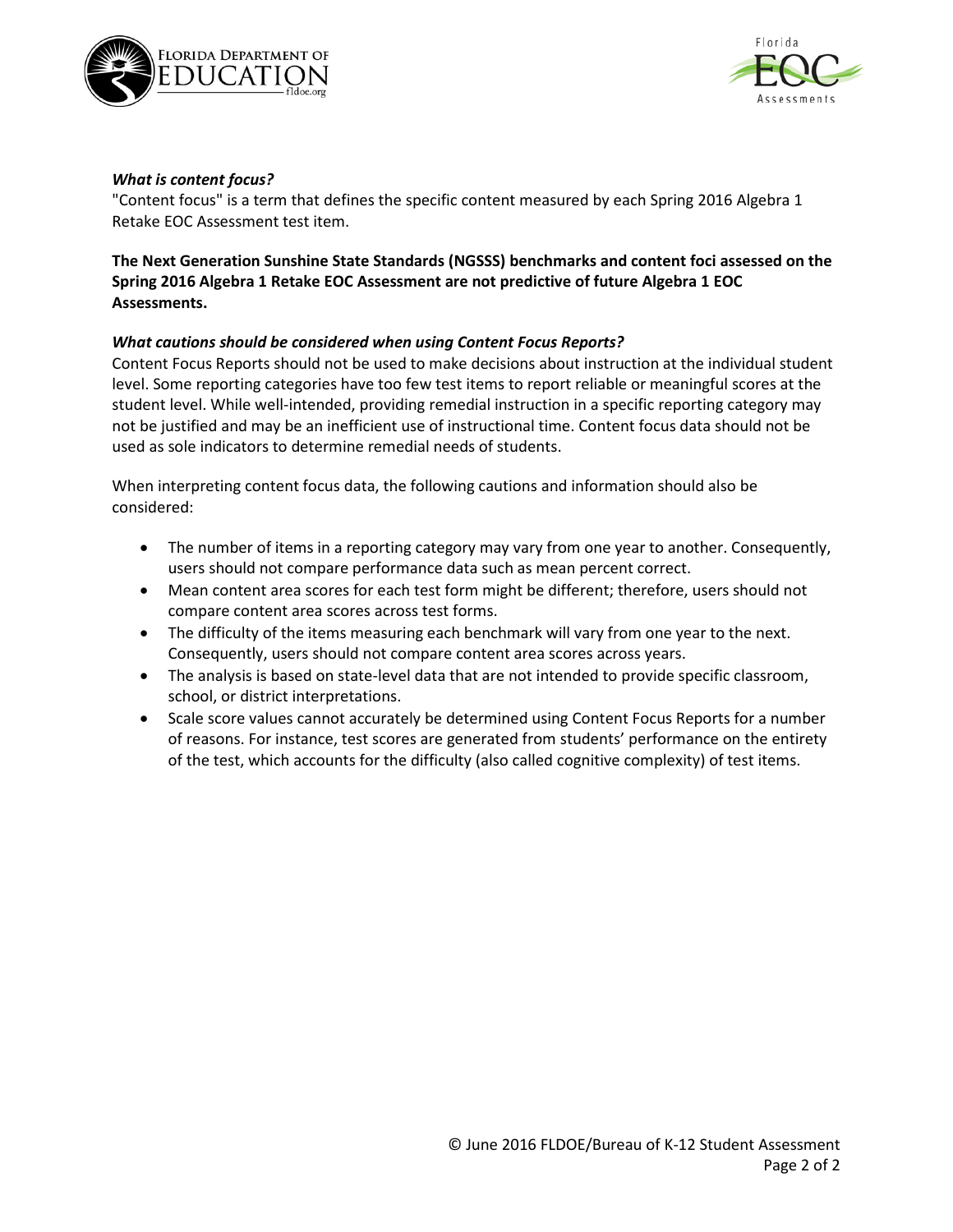***What is content focus?***

"Content focus" is a term that defines the specific content measured by each Spring 2016 Algebra 1 Retake EOC Assessment test item.

**The Next Generation Sunshine State Standards (NGSSS) benchmarks and content foci assessed on the Spring 2016 Algebra 1 Retake EOC Assessment are not predictive of future Algebra 1 EOC Assessments.**

***What cautions should be considered when using Content Focus Reports?***

Content Focus Reports should not be used to make decisions about instruction at the individual student level. Some reporting categories have too few test items to report reliable or meaningful scores at the student level. While well-intended, providing remedial instruction in a specific reporting category may not be justified and may be an inefficient use of instructional time. Content focus data should not be used as sole indicators to determine remedial needs of students.

When interpreting content focus data, the following cautions and information should also be considered:

- The number of items in a reporting category may vary from one year to another. Consequently, users should not compare performance data such as mean percent correct.
- Mean content area scores for each test form might be different; therefore, users should not compare content area scores across test forms.
- The difficulty of the items measuring each benchmark will vary from one year to the next. Consequently, users should not compare content area scores across years.
- The analysis is based on state-level data that are not intended to provide specific classroom, school, or district interpretations.
- Scale score values cannot accurately be determined using Content Focus Reports for a number of reasons. For instance, test scores are generated from students' performance on the entirety of the test, which accounts for the difficulty (also called cognitive complexity) of test items.

© June 2016 FLDOE/Bureau of K-12 Student Assessment